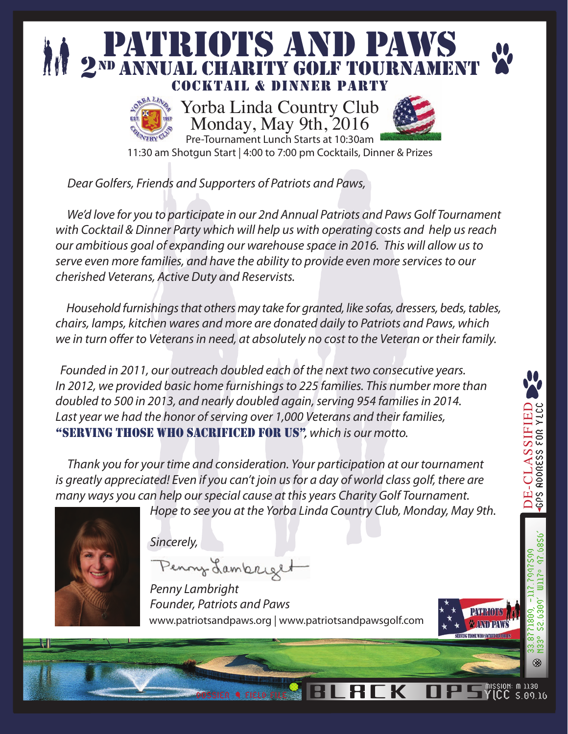# PATRIOTS AND PAWS

## 2ND ANNUAL CHARITY GOLF TOURNAMENT

### COCKTAIL & DINNER PARTY

Yorba Linda Country Club
Monday, May 9th, 2016
Pre-Tournament Lunch Starts at 10:30am
11:30 am Shotgun Start | 4:00 to 7:00 pm Cocktails, Dinner & Prizes

*Dear Golfers, Friends and Supporters of Patriots and Paws,*

*We'd love for you to participate in our 2nd Annual Patriots and Paws Golf Tournament with Cocktail & Dinner Party which will help us with operating costs and help us reach our ambitious goal of expanding our warehouse space in 2016. This will allow us to serve even more families, and have the ability to provide even more services to our cherished Veterans, Active Duty and Reservists.*

*Household furnishings that others may take for granted, like sofas, dressers, beds, tables, chairs, lamps, kitchen wares and more are donated daily to Patriots and Paws, which we in turn offer to Veterans in need, at absolutely no cost to the Veteran or their family.*

*Founded in 2011, our outreach doubled each of the next two consecutive years. In 2012, we provided basic home furnishings to 225 families. This number more than doubled to 500 in 2013, and nearly doubled again, serving 954 families in 2014. Last year we had the honor of serving over 1,000 Veterans and their families,* **"SERVING THOSE WHO SACRIFICED FOR US"**, *which is our motto.*

*Thank you for your time and consideration. Your participation at our tournament is greatly appreciated! Even if you can't join us for a day of world class golf, there are many ways you can help our special cause at this years Charity Golf Tournament. Hope to see you at the Yorba Linda Country Club, Monday, May 9th.*

*Sincerely,*

*Penny Lambright*
*Founder, Patriots and Paws*
www.patriotsandpaws.org | www.patriotsandpawsgolf.com

DE-CLASSIFIED
GPS ADDRESS FOR YLCC
33.8771809, -117.7917509
N33° 52.6309' W117° 47.6856'

DOSSIER FIELD FILE
BLACK OPS
MISSION: M 1130
YLCC 5.09.16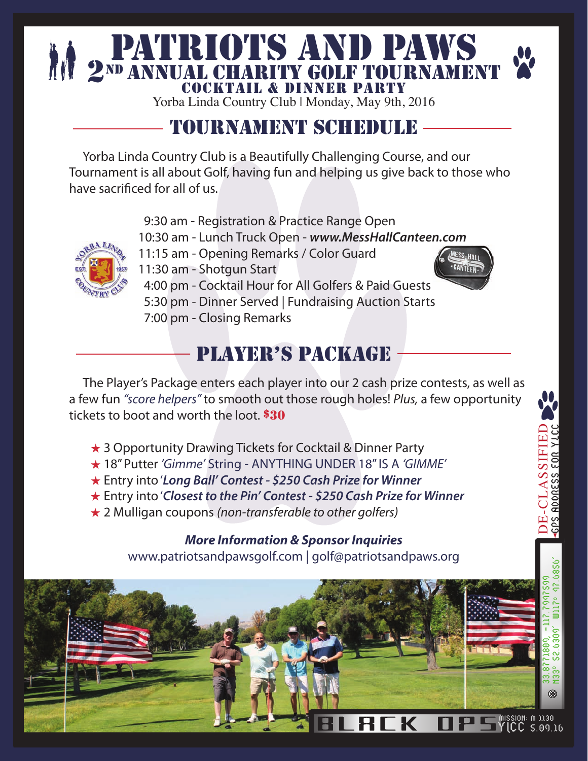# PATRIOTS AND PAWS

## 2ND ANNUAL CHARITY GOLF TOURNAMENT

### COCKTAIL & DINNER PARTY

Yorba Linda Country Club | Monday, May 9th, 2016

## TOURNAMENT SCHEDULE

Yorba Linda Country Club is a Beautifully Challenging Course, and our Tournament is all about Golf, having fun and helping us give back to those who have sacrificed for all of us.

9:30 am - Registration & Practice Range Open
10:30 am - Lunch Truck Open - ***www.MessHallCanteen.com***
11:15 am - Opening Remarks / Color Guard
11:30 am - Shotgun Start
4:00 pm - Cocktail Hour for All Golfers & Paid Guests
5:30 pm - Dinner Served | Fundraising Auction Starts
7:00 pm - Closing Remarks

## PLAYER'S PACKAGE

The Player's Package enters each player into our 2 cash prize contests, as well as a few fun *"score helpers"* to smooth out those rough holes! *Plus,* a few opportunity tickets to boot and worth the loot. $30

- ★ 3 Opportunity Drawing Tickets for Cocktail & Dinner Party
- ★ 18" Putter *'Gimme'* String - ANYTHING UNDER 18" IS A *'GIMME'*
- ★ Entry into ***'Long Ball' Contest - $250 Cash Prize for Winner***
- ★ Entry into ***'Closest to the Pin' Contest - $250 Cash Prize for Winner***
- ★ 2 Mulligan coupons *(non-transferable to other golfers)*

***More Information & Sponsor Inquiries***

www.patriotsandpawsgolf.com | golf@patriotsandpaws.org

DE-CLASSIFIED
GPS ADDRESS FOR YLCC
33.8771809, -117.7997599
N33° 52.6309' W117° 47.6856'

BLACK OPS
MISSION: M 1130
YLCC 5.09.16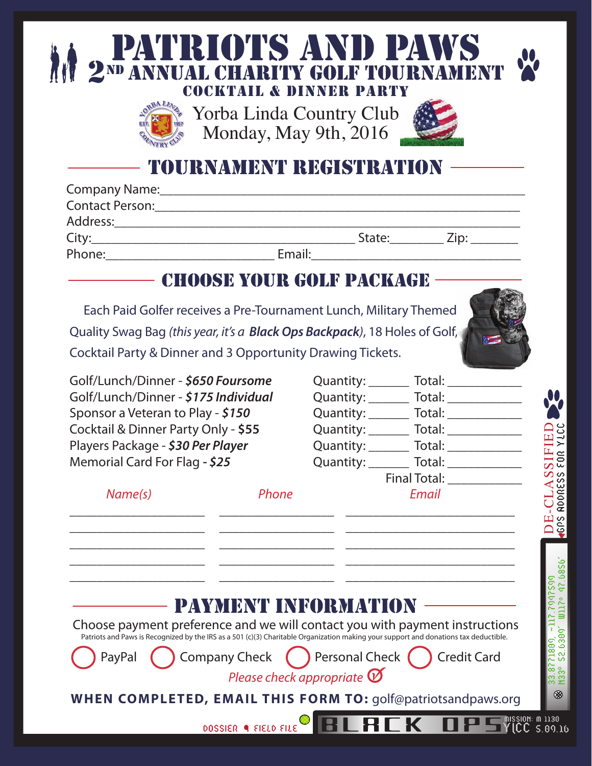# PATRIOTS AND PAWS

## 2ND ANNUAL CHARITY GOLF TOURNAMENT

### COCKTAIL & DINNER PARTY

Yorba Linda Country Club
Monday, May 9th, 2016

## TOURNAMENT REGISTRATION

Company Name:_______________________________________________

Contact Person:______________________________________________

Address:____________________________________________________

City:_________________________________ State:________ Zip: _______

Phone:________________________ Email:____________________________

## CHOOSE YOUR GOLF PACKAGE

Each Paid Golfer receives a Pre-Tournament Lunch, Military Themed Quality Swag Bag *(this year, it's a **Black Ops Backpack**)*, 18 Holes of Golf, Cocktail Party & Dinner and 3 Opportunity Drawing Tickets.

| | | |
|---|---|---|
| Golf/Lunch/Dinner - ***$650 Foursome*** | Quantity: ______ | Total: ___________ |
| Golf/Lunch/Dinner - ***$175 Individual*** | Quantity: ______ | Total: ___________ |
| Sponsor a Veteran to Play - ***$150*** | Quantity: ______ | Total: ___________ |
| Cocktail & Dinner Party Only - **$55** | Quantity: ______ | Total: ___________ |
| Players Package - ***$30 Per Player*** | Quantity: ______ | Total: ___________ |
| Memorial Card For Flag - ***$25*** | Quantity: ______ | Total: ___________ |
| | | Final Total: ___________ |

| *Name(s)* | *Phone* | *Email* |
|---|---|---|
| ____________________ | _________________ | _________________________ |
| ____________________ | _________________ | _________________________ |
| ____________________ | _________________ | _________________________ |
| ____________________ | _________________ | _________________________ |
| ____________________ | _________________ | _________________________ |

## PAYMENT INFORMATION

Choose payment preference and we will contact you with payment instructions

Patriots and Paws is Recognized by the IRS as a 501 (c)(3) Charitable Organization making your support and donations tax deductible.

◯ PayPal ◯ Company Check ◯ Personal Check ◯ Credit Card

*Please check appropriate*

**WHEN COMPLETED, EMAIL THIS FORM TO:** golf@patriotsandpaws.org

DE-CLASSIFIED
GPS ADDRESS FOR YLCC
33.8771800, -117.7997590
N33° 52.6309' W117° 47.6856'

DOSSIER FIELD FILE

BLACK OPS

MISSION: M 1130
YLCC 5.09.16